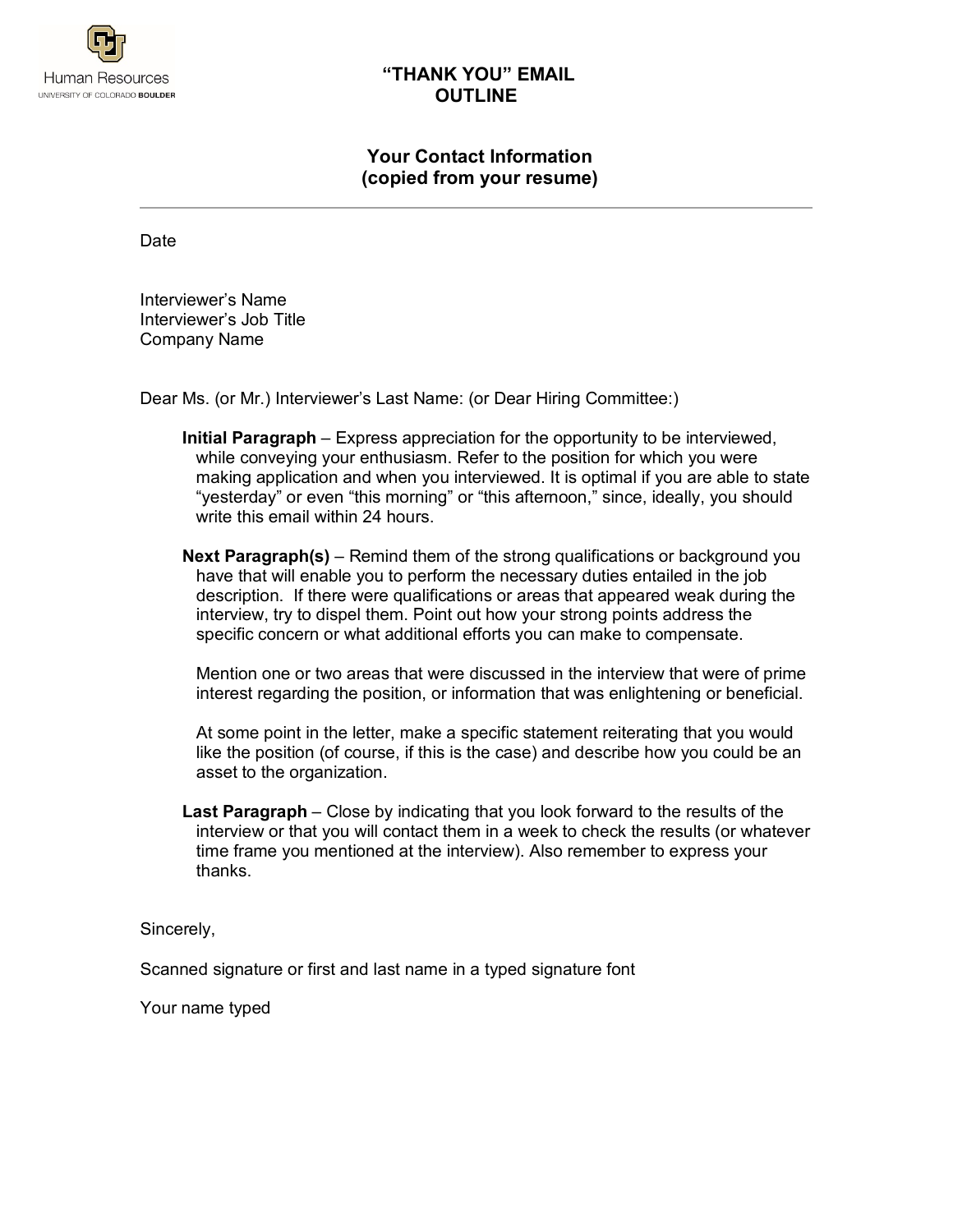Human Resources
UNIVERSITY OF COLORADO BOULDER

# "THANK YOU" EMAIL OUTLINE

## Your Contact Information (copied from your resume)

---

Date

Interviewer's Name
Interviewer's Job Title
Company Name

Dear Ms. (or Mr.) Interviewer's Last Name: (or Dear Hiring Committee:)

**Initial Paragraph** – Express appreciation for the opportunity to be interviewed, while conveying your enthusiasm. Refer to the position for which you were making application and when you interviewed. It is optimal if you are able to state "yesterday" or even "this morning" or "this afternoon," since, ideally, you should write this email within 24 hours.

**Next Paragraph(s)** – Remind them of the strong qualifications or background you have that will enable you to perform the necessary duties entailed in the job description. If there were qualifications or areas that appeared weak during the interview, try to dispel them. Point out how your strong points address the specific concern or what additional efforts you can make to compensate.

Mention one or two areas that were discussed in the interview that were of prime interest regarding the position, or information that was enlightening or beneficial.

At some point in the letter, make a specific statement reiterating that you would like the position (of course, if this is the case) and describe how you could be an asset to the organization.

**Last Paragraph** – Close by indicating that you look forward to the results of the interview or that you will contact them in a week to check the results (or whatever time frame you mentioned at the interview). Also remember to express your thanks.

Sincerely,

Scanned signature or first and last name in a typed signature font

Your name typed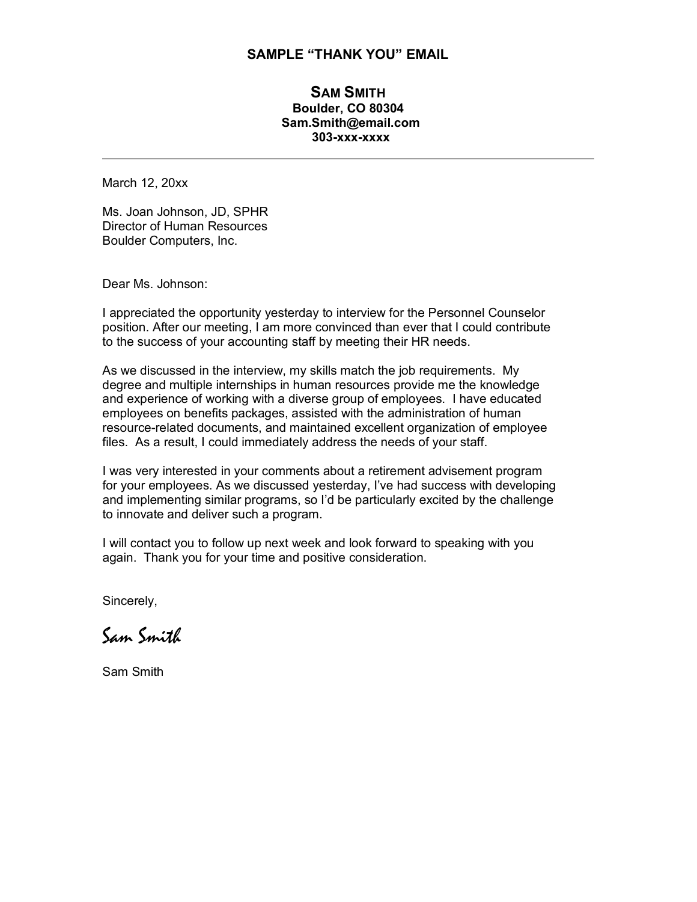## SAMPLE "THANK YOU" EMAIL

**SAM SMITH**
**Boulder, CO 80304**
**Sam.Smith@email.com**
**303-xxx-xxxx**

---

March 12, 20xx

Ms. Joan Johnson, JD, SPHR
Director of Human Resources
Boulder Computers, Inc.

Dear Ms. Johnson:

I appreciated the opportunity yesterday to interview for the Personnel Counselor position. After our meeting, I am more convinced than ever that I could contribute to the success of your accounting staff by meeting their HR needs.

As we discussed in the interview, my skills match the job requirements. My degree and multiple internships in human resources provide me the knowledge and experience of working with a diverse group of employees. I have educated employees on benefits packages, assisted with the administration of human resource-related documents, and maintained excellent organization of employee files. As a result, I could immediately address the needs of your staff.

I was very interested in your comments about a retirement advisement program for your employees. As we discussed yesterday, I've had success with developing and implementing similar programs, so I'd be particularly excited by the challenge to innovate and deliver such a program.

I will contact you to follow up next week and look forward to speaking with you again. Thank you for your time and positive consideration.

Sincerely,

*Sam Smith*

Sam Smith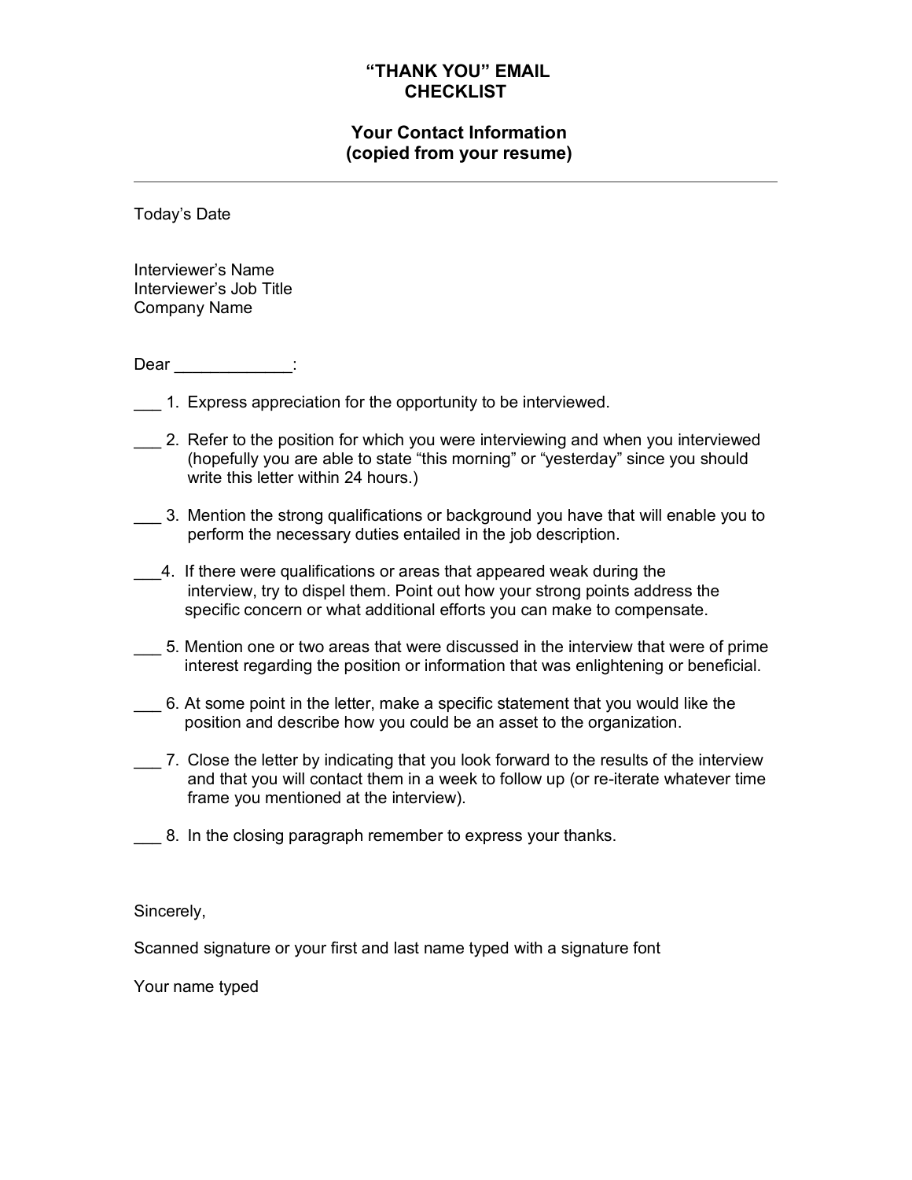# "THANK YOU" EMAIL CHECKLIST

## Your Contact Information (copied from your resume)

---

Today's Date

Interviewer's Name
Interviewer's Job Title
Company Name

Dear _____________:

___ 1. Express appreciation for the opportunity to be interviewed.

___ 2. Refer to the position for which you were interviewing and when you interviewed (hopefully you are able to state "this morning" or "yesterday" since you should write this letter within 24 hours.)

___ 3. Mention the strong qualifications or background you have that will enable you to perform the necessary duties entailed in the job description.

___4. If there were qualifications or areas that appeared weak during the interview, try to dispel them. Point out how your strong points address the specific concern or what additional efforts you can make to compensate.

___ 5. Mention one or two areas that were discussed in the interview that were of prime interest regarding the position or information that was enlightening or beneficial.

___ 6. At some point in the letter, make a specific statement that you would like the position and describe how you could be an asset to the organization.

___ 7. Close the letter by indicating that you look forward to the results of the interview and that you will contact them in a week to follow up (or re-iterate whatever time frame you mentioned at the interview).

___ 8. In the closing paragraph remember to express your thanks.

Sincerely,

Scanned signature or your first and last name typed with a signature font

Your name typed